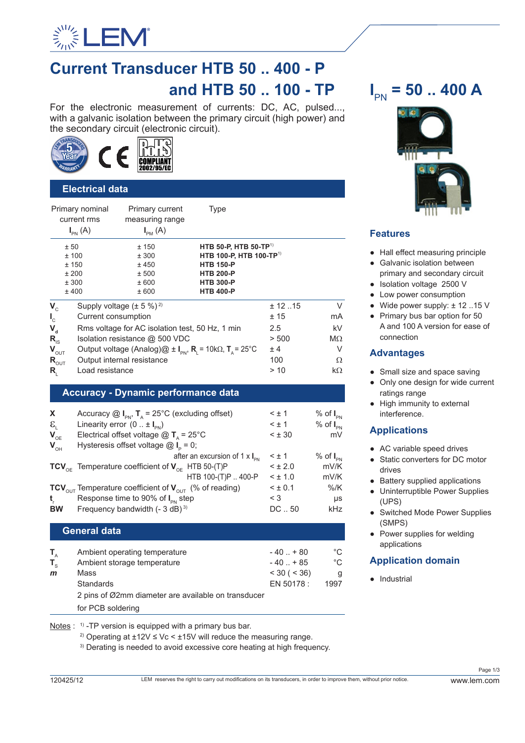# Current Transducer HTB 50 .. 400 - P and HTB 50 .. 100 - TP

## $I_{PN}$ = 50 .. 400 A

For the electronic measurement of currents: DC, AC, pulsed..., with a galvanic isolation between the primary circuit (high power) and the secondary circuit (electronic circuit).

## Electrical data

| Primary nominal current rms $I_{PN}$ (A) | Primary current measuring range $I_{PM}$ (A) | Type |
|---|---|---|
| ± 50 | ± 150 | **HTB 50-P, HTB 50-TP**[1] |
| ± 100 | ± 300 | **HTB 100-P, HTB 100-TP**[1] |
| ± 150 | ± 450 | **HTB 150-P** |
| ± 200 | ± 500 | **HTB 200-P** |
| ± 300 | ± 600 | **HTB 300-P** |
| ± 400 | ± 600 | **HTB 400-P** |

| Symbol | Parameter | Value | Unit |
|---|---|---|---|
| $V_C$ | Supply voltage (± 5 %) [2] | ± 12 ..15 | V |
| $I_C$ | Current consumption | ± 15 | mA |
| $V_d$ | Rms voltage for AC isolation test, 50 Hz, 1 min | 2.5 | kV |
| $R_{IS}$ | Isolation resistance @ 500 VDC | > 500 | MΩ |
| $V_{OUT}$ | Output voltage (Analog)@ ± $I_{PN}$, $R_L$ = 10kΩ, $T_A$ = 25°C | ± 4 | V |
| $R_{OUT}$ | Output internal resistance | 100 | Ω |
| $R_L$ | Load resistance | > 10 | kΩ |

## Accuracy - Dynamic performance data

| Symbol | Parameter | Value | Unit |
|---|---|---|---|
| X | Accuracy @ $I_{PN}$, $T_A$ = 25°C (excluding offset) | < ± 1 | % of $I_{PN}$ |
| $\varepsilon_L$ | Linearity error (0 .. ± $I_{PN}$) | < ± 1 | % of $I_{PN}$ |
| $V_{OE}$ | Electrical offset voltage @ $T_A$ = 25°C | < ± 30 | mV |
| $V_{OH}$ | Hysteresis offset voltage @ $I_P$ = 0; after an excursion of 1 x $I_{PN}$ | < ± 1 | % of $I_{PN}$ |
| $TCV_{OE}$ | Temperature coefficient of $V_{OE}$ HTB 50-(T)P | < ± 2.0 | mV/K |
| | HTB 100-(T)P .. 400-P | < ± 1.0 | mV/K |
| $TCV_{OUT}$ | Temperature coefficient of $V_{OUT}$ (% of reading) | < ± 0.1 | %/K |
| $t_r$ | Response time to 90% of $I_{PN}$ step | < 3 | µs |
| BW | Frequency bandwidth (- 3 dB) [3] | DC .. 50 | kHz |

## General data

| Symbol | Parameter | Value | Unit |
|---|---|---|---|
| $T_A$ | Ambient operating temperature | - 40 .. + 80 | °C |
| $T_S$ | Ambient storage temperature | - 40 .. + 85 | °C |
| *m* | Mass | < 30 ( < 36) | g |
| | Standards | EN 50178 : | 1997 |
| | 2 pins of Ø2mm diameter are available on transducer for PCB soldering | | |

Notes : [1] -TP version is equipped with a primary bus bar.
[2] Operating at ±12V ≤ Vc < ±15V will reduce the measuring range.
[3] Derating is needed to avoid excessive core heating at high frequency.

## Features

- Hall effect measuring principle
- Galvanic isolation between primary and secondary circuit
- Isolation voltage 2500 V
- Low power consumption
- Wide power supply: ± 12 ..15 V
- Primary bus bar option for 50 A and 100 A version for ease of connection

## Advantages

- Small size and space saving
- Only one design for wide current ratings range
- High immunity to external interference.

## Applications

- AC variable speed drives
- Static converters for DC motor drives
- Battery supplied applications
- Uninterruptible Power Supplies (UPS)
- Switched Mode Power Supplies (SMPS)
- Power supplies for welding applications

## Application domain

- Industrial

120425/12 LEM reserves the right to carry out modifications on its transducers, in order to improve them, without prior notice. www.lem.com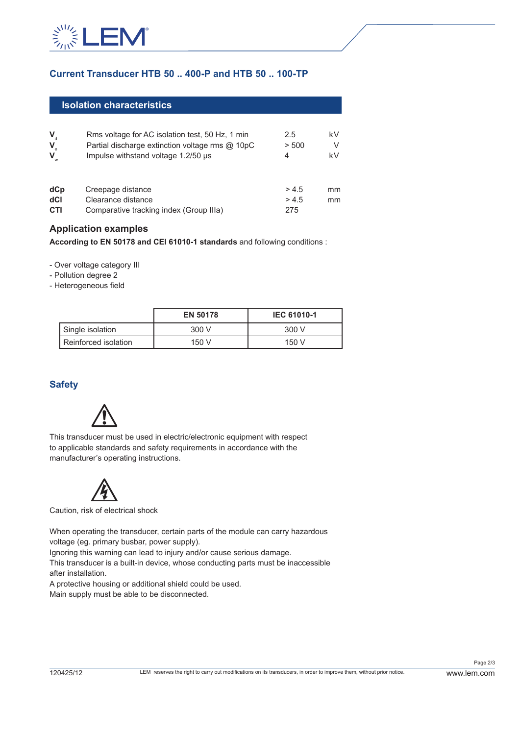## Current Transducer HTB 50 .. 400-P and HTB 50 .. 100-TP

### Isolation characteristics

| | | | |
|---|---|---|---|
| $V_d$ | Rms voltage for AC isolation test, 50 Hz, 1 min | 2.5 | kV |
| $V_e$ | Partial discharge extinction voltage rms @ 10pC | > 500 | V |
| $V_w$ | Impulse withstand voltage 1.2/50 µs | 4 | kV |

| | | | |
|---|---|---|---|
| **dCp** | Creepage distance | > 4.5 | mm |
| **dCI** | Clearance distance | > 4.5 | mm |
| **CTI** | Comparative tracking index (Group IIIa) | 275 | |

### Application examples

**According to EN 50178 and CEI 61010-1 standards** and following conditions :

- Over voltage category III
- Pollution degree 2
- Heterogeneous field

| | EN 50178 | IEC 61010-1 |
|---|---|---|
| Single isolation | 300 V | 300 V |
| Reinforced isolation | 150 V | 150 V |

### Safety

This transducer must be used in electric/electronic equipment with respect to applicable standards and safety requirements in accordance with the manufacturer's operating instructions.

Caution, risk of electrical shock

When operating the transducer, certain parts of the module can carry hazardous voltage (eg. primary busbar, power supply).
Ignoring this warning can lead to injury and/or cause serious damage.
This transducer is a built-in device, whose conducting parts must be inaccessible after installation.
A protective housing or additional shield could be used.
Main supply must be able to be disconnected.

120425/12 — LEM reserves the right to carry out modifications on its transducers, in order to improve them, without prior notice. — www.lem.com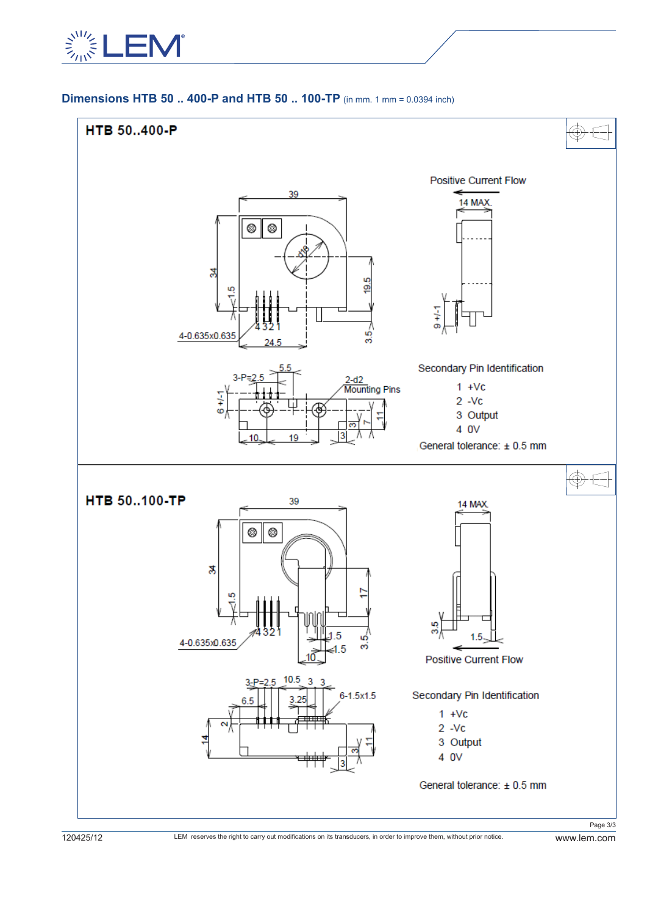## Dimensions HTB 50 .. 400-P and HTB 50 .. 100-TP (in mm. 1 mm = 0.0394 inch)

### HTB 50..400-P

39

34

1.5

19.5

3.5

4-0.635x0.635

4 3 2 1

24.5

Positive Current Flow

14 MAX.

9 +/-1

3-P=2.5

5.5

2-d2

Mounting Pins

6 +/-1

10

19

3

7

11

3

**Secondary Pin Identification**

1 +Vc
2 -Vc
3 Output
4 0V

General tolerance: ± 0.5 mm

### HTB 50..100-TP

39

34

1.5

17

4-0.635x0.635

4 3 2 1

1.5

1.5

3.5

10

14 MAX.

3.5

1.5

Positive Current Flow

3-P=2.5

10.5

3

3

6-1.5x1.5

6.5

3.25

2

14

3

11

3

**Secondary Pin Identification**

1 +Vc
2 -Vc
3 Output
4 0V

General tolerance: ± 0.5 mm

120425/12 LEM reserves the right to carry out modifications on its transducers, in order to improve them, without prior notice. www.lem.com